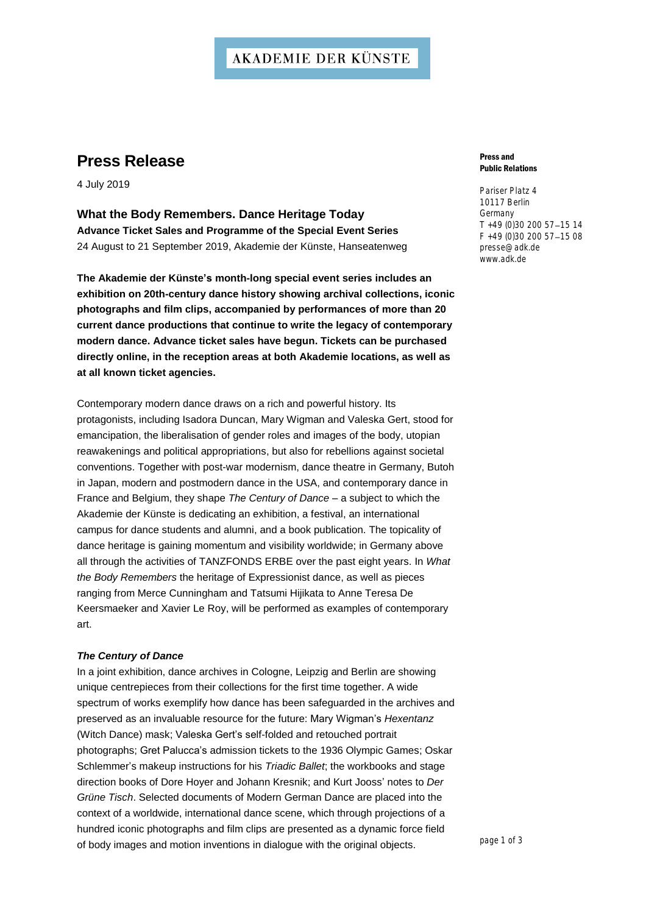AKADEMIE DER KÜNSTE

# Press Release

4 July 2019

**Press and Public Relations**

Pariser Platz 4
10117 Berlin
Germany
T +49 (0)30 200 57–15 14
F +49 (0)30 200 57–15 08
presse@adk.de
www.adk.de

## What the Body Remembers. Dance Heritage Today

**Advance Ticket Sales and Programme of the Special Event Series**
24 August to 21 September 2019, Akademie der Künste, Hanseatenweg

**The Akademie der Künste's month-long special event series includes an exhibition on 20th-century dance history showing archival collections, iconic photographs and film clips, accompanied by performances of more than 20 current dance productions that continue to write the legacy of contemporary modern dance. Advance ticket sales have begun. Tickets can be purchased directly online, in the reception areas at both Akademie locations, as well as at all known ticket agencies.**

Contemporary modern dance draws on a rich and powerful history. Its protagonists, including Isadora Duncan, Mary Wigman and Valeska Gert, stood for emancipation, the liberalisation of gender roles and images of the body, utopian reawakenings and political appropriations, but also for rebellions against societal conventions. Together with post-war modernism, dance theatre in Germany, Butoh in Japan, modern and postmodern dance in the USA, and contemporary dance in France and Belgium, they shape *The Century of Dance* – a subject to which the Akademie der Künste is dedicating an exhibition, a festival, an international campus for dance students and alumni, and a book publication. The topicality of dance heritage is gaining momentum and visibility worldwide; in Germany above all through the activities of TANZFONDS ERBE over the past eight years. In *What the Body Remembers* the heritage of Expressionist dance, as well as pieces ranging from Merce Cunningham and Tatsumi Hijikata to Anne Teresa De Keersmaeker and Xavier Le Roy, will be performed as examples of contemporary art.

### *The Century of Dance*

In a joint exhibition, dance archives in Cologne, Leipzig and Berlin are showing unique centrepieces from their collections for the first time together. A wide spectrum of works exemplify how dance has been safeguarded in the archives and preserved as an invaluable resource for the future: Mary Wigman's *Hexentanz* (Witch Dance) mask; Valeska Gert's self-folded and retouched portrait photographs; Gret Palucca's admission tickets to the 1936 Olympic Games; Oskar Schlemmer's makeup instructions for his *Triadic Ballet*; the workbooks and stage direction books of Dore Hoyer and Johann Kresnik; and Kurt Jooss' notes to *Der Grüne Tisch*. Selected documents of Modern German Dance are placed into the context of a worldwide, international dance scene, which through projections of a hundred iconic photographs and film clips are presented as a dynamic force field of body images and motion inventions in dialogue with the original objects.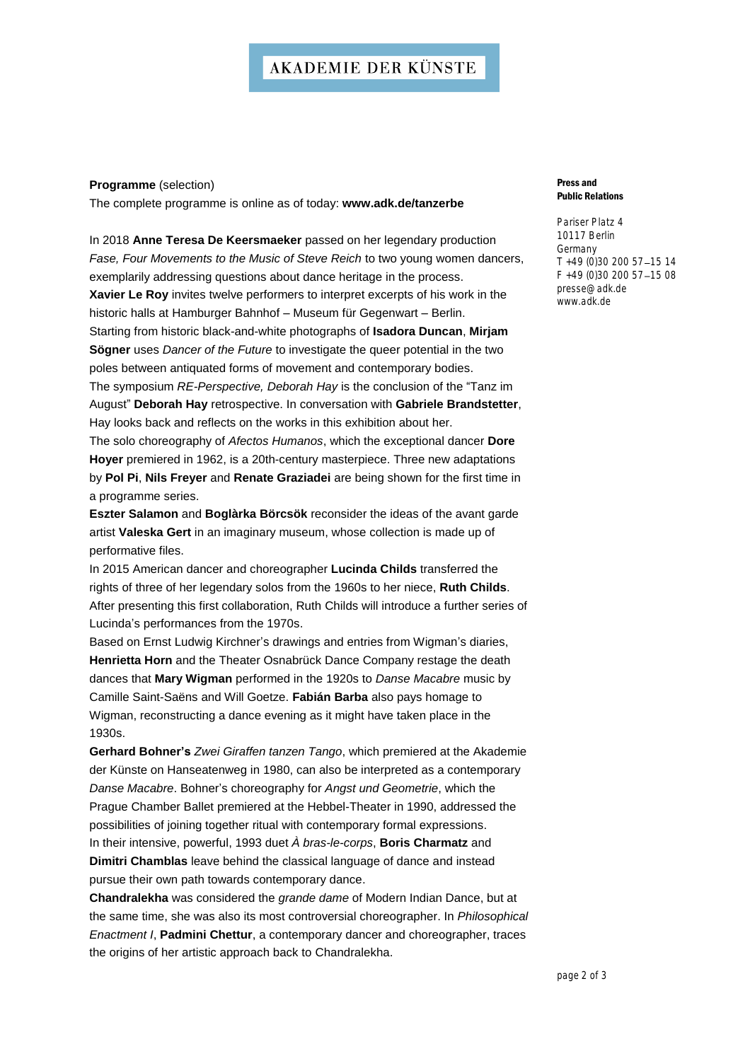**Press and Public Relations**

Pariser Platz 4
10117 Berlin
Germany
T +49 (0)30 200 57–15 14
F +49 (0)30 200 57–15 08
presse@adk.de
www.adk.de

**Programme** (selection)
The complete programme is online as of today: **www.adk.de/tanzerbe**

In 2018 **Anne Teresa De Keersmaeker** passed on her legendary production *Fase, Four Movements to the Music of Steve Reich* to two young women dancers, exemplarily addressing questions about dance heritage in the process.
**Xavier Le Roy** invites twelve performers to interpret excerpts of his work in the historic halls at Hamburger Bahnhof – Museum für Gegenwart – Berlin.
Starting from historic black-and-white photographs of **Isadora Duncan**, **Mirjam Sögner** uses *Dancer of the Future* to investigate the queer potential in the two poles between antiquated forms of movement and contemporary bodies.
The symposium *RE-Perspective, Deborah Hay* is the conclusion of the "Tanz im August" **Deborah Hay** retrospective. In conversation with **Gabriele Brandstetter**, Hay looks back and reflects on the works in this exhibition about her.
The solo choreography of *Afectos Humanos*, which the exceptional dancer **Dore Hoyer** premiered in 1962, is a 20th-century masterpiece. Three new adaptations by **Pol Pi**, **Nils Freyer** and **Renate Graziadei** are being shown for the first time in a programme series.
**Eszter Salamon** and **Boglàrka Börcsök** reconsider the ideas of the avant garde artist **Valeska Gert** in an imaginary museum, whose collection is made up of performative files.
In 2015 American dancer and choreographer **Lucinda Childs** transferred the rights of three of her legendary solos from the 1960s to her niece, **Ruth Childs**. After presenting this first collaboration, Ruth Childs will introduce a further series of Lucinda's performances from the 1970s.
Based on Ernst Ludwig Kirchner's drawings and entries from Wigman's diaries, **Henrietta Horn** and the Theater Osnabrück Dance Company restage the death dances that **Mary Wigman** performed in the 1920s to *Danse Macabre* music by Camille Saint-Saëns and Will Goetze. **Fabián Barba** also pays homage to Wigman, reconstructing a dance evening as it might have taken place in the 1930s.
**Gerhard Bohner's** *Zwei Giraffen tanzen Tango*, which premiered at the Akademie der Künste on Hanseatenweg in 1980, can also be interpreted as a contemporary *Danse Macabre*. Bohner's choreography for *Angst und Geometrie*, which the Prague Chamber Ballet premiered at the Hebbel-Theater in 1990, addressed the possibilities of joining together ritual with contemporary formal expressions.
In their intensive, powerful, 1993 duet *À bras-le-corps*, **Boris Charmatz** and **Dimitri Chamblas** leave behind the classical language of dance and instead pursue their own path towards contemporary dance.
**Chandralekha** was considered the *grande dame* of Modern Indian Dance, but at the same time, she was also its most controversial choreographer. In *Philosophical Enactment I*, **Padmini Chettur**, a contemporary dancer and choreographer, traces the origins of her artistic approach back to Chandralekha.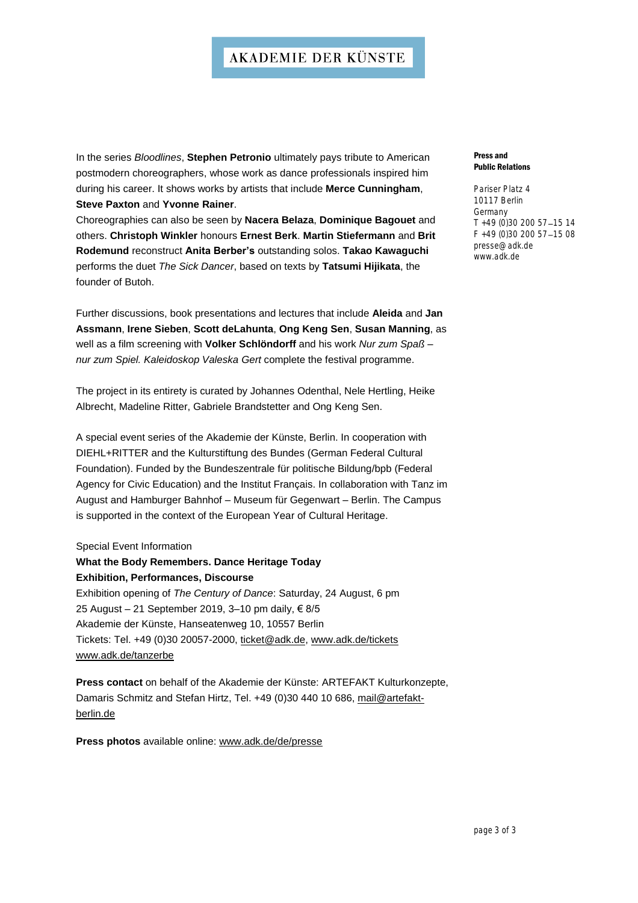In the series *Bloodlines*, **Stephen Petronio** ultimately pays tribute to American postmodern choreographers, whose work as dance professionals inspired him during his career. It shows works by artists that include **Merce Cunningham**, **Steve Paxton** and **Yvonne Rainer**.
Choreographies can also be seen by **Nacera Belaza**, **Dominique Bagouet** and others. **Christoph Winkler** honours **Ernest Berk**. **Martin Stiefermann** and **Brit Rodemund** reconstruct **Anita Berber's** outstanding solos. **Takao Kawaguchi** performs the duet *The Sick Dancer*, based on texts by **Tatsumi Hijikata**, the founder of Butoh.

Further discussions, book presentations and lectures that include **Aleida** and **Jan Assmann**, **Irene Sieben**, **Scott deLahunta**, **Ong Keng Sen**, **Susan Manning**, as well as a film screening with **Volker Schlöndorff** and his work *Nur zum Spaß – nur zum Spiel. Kaleidoskop Valeska Gert* complete the festival programme.

The project in its entirety is curated by Johannes Odenthal, Nele Hertling, Heike Albrecht, Madeline Ritter, Gabriele Brandstetter and Ong Keng Sen.

A special event series of the Akademie der Künste, Berlin. In cooperation with DIEHL+RITTER and the Kulturstiftung des Bundes (German Federal Cultural Foundation). Funded by the Bundeszentrale für politische Bildung/bpb (Federal Agency for Civic Education) and the Institut Français. In collaboration with Tanz im August and Hamburger Bahnhof – Museum für Gegenwart – Berlin. The Campus is supported in the context of the European Year of Cultural Heritage.

Special Event Information
**What the Body Remembers. Dance Heritage Today**
**Exhibition, Performances, Discourse**
Exhibition opening of *The Century of Dance*: Saturday, 24 August, 6 pm
25 August – 21 September 2019, 3–10 pm daily, € 8/5
Akademie der Künste, Hanseatenweg 10, 10557 Berlin
Tickets: Tel. +49 (0)30 20057-2000, ticket@adk.de, www.adk.de/tickets
www.adk.de/tanzerbe

**Press contact** on behalf of the Akademie der Künste: ARTEFAKT Kulturkonzepte, Damaris Schmitz and Stefan Hirtz, Tel. +49 (0)30 440 10 686, mail@artefakt-berlin.de

**Press photos** available online: www.adk.de/de/presse

**Press and Public Relations**

Pariser Platz 4
10117 Berlin
Germany
T +49 (0)30 200 57–15 14
F +49 (0)30 200 57–15 08
presse@adk.de
www.adk.de